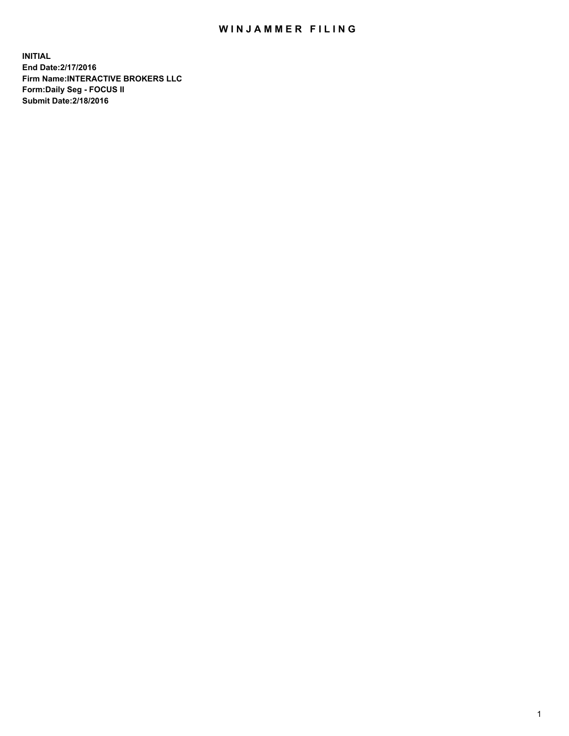# WINJAMMER FILING

**INITIAL**
**End Date:2/17/2016**
**Firm Name:INTERACTIVE BROKERS LLC**
**Form:Daily Seg - FOCUS II**
**Submit Date:2/18/2016**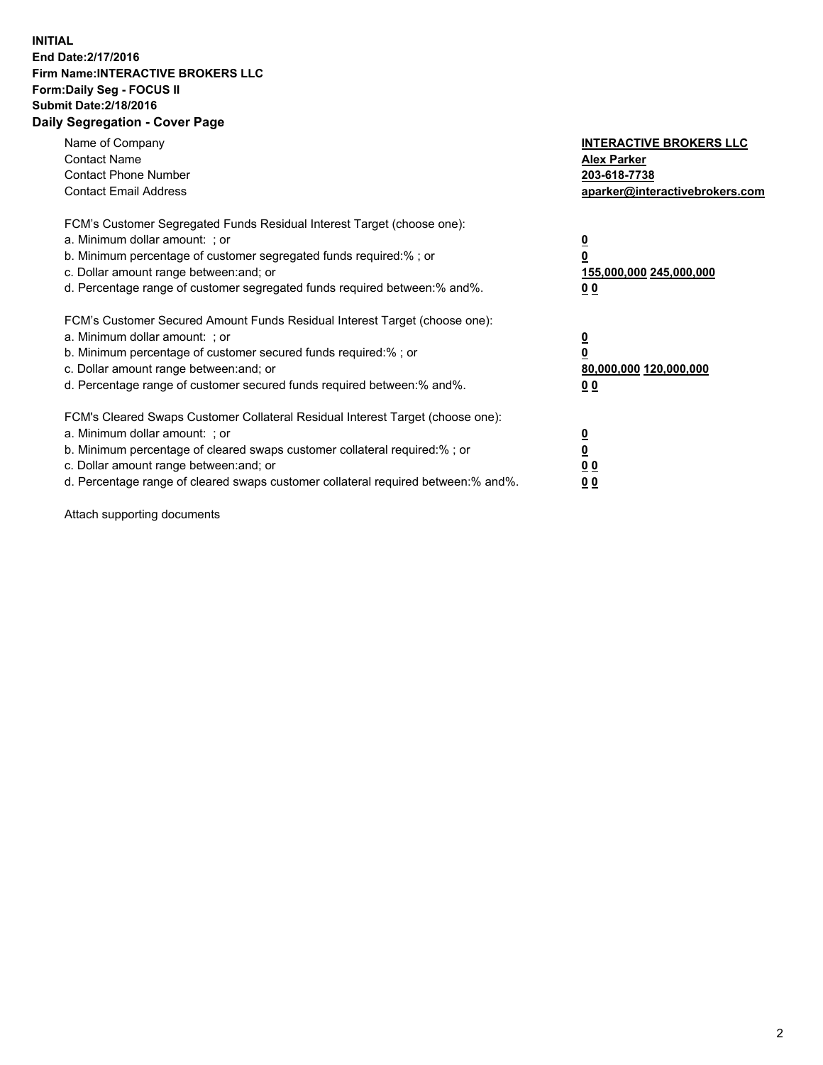**INITIAL**
**End Date:2/17/2016**
**Firm Name:INTERACTIVE BROKERS LLC**
**Form:Daily Seg - FOCUS II**
**Submit Date:2/18/2016**

## Daily Segregation - Cover Page

| | |
|---|---|
| Name of Company | **INTERACTIVE BROKERS LLC** |
| Contact Name | **Alex Parker** |
| Contact Phone Number | **203-618-7738** |
| Contact Email Address | **aparker@interactivebrokers.com** |

| FCM's Customer Segregated Funds Residual Interest Target (choose one): | |
|---|---|
| a. Minimum dollar amount: ; or | **0** |
| b. Minimum percentage of customer segregated funds required:% ; or | **0** |
| c. Dollar amount range between:and; or | **155,000,000 245,000,000** |
| d. Percentage range of customer segregated funds required between:% and%. | **0 0** |

| FCM's Customer Secured Amount Funds Residual Interest Target (choose one): | |
|---|---|
| a. Minimum dollar amount: ; or | **0** |
| b. Minimum percentage of customer secured funds required:% ; or | **0** |
| c. Dollar amount range between:and; or | **80,000,000 120,000,000** |
| d. Percentage range of customer secured funds required between:% and%. | **0 0** |

| FCM's Cleared Swaps Customer Collateral Residual Interest Target (choose one): | |
|---|---|
| a. Minimum dollar amount: ; or | **0** |
| b. Minimum percentage of cleared swaps customer collateral required:% ; or | **0** |
| c. Dollar amount range between:and; or | **0 0** |
| d. Percentage range of cleared swaps customer collateral required between:% and%. | **0 0** |

Attach supporting documents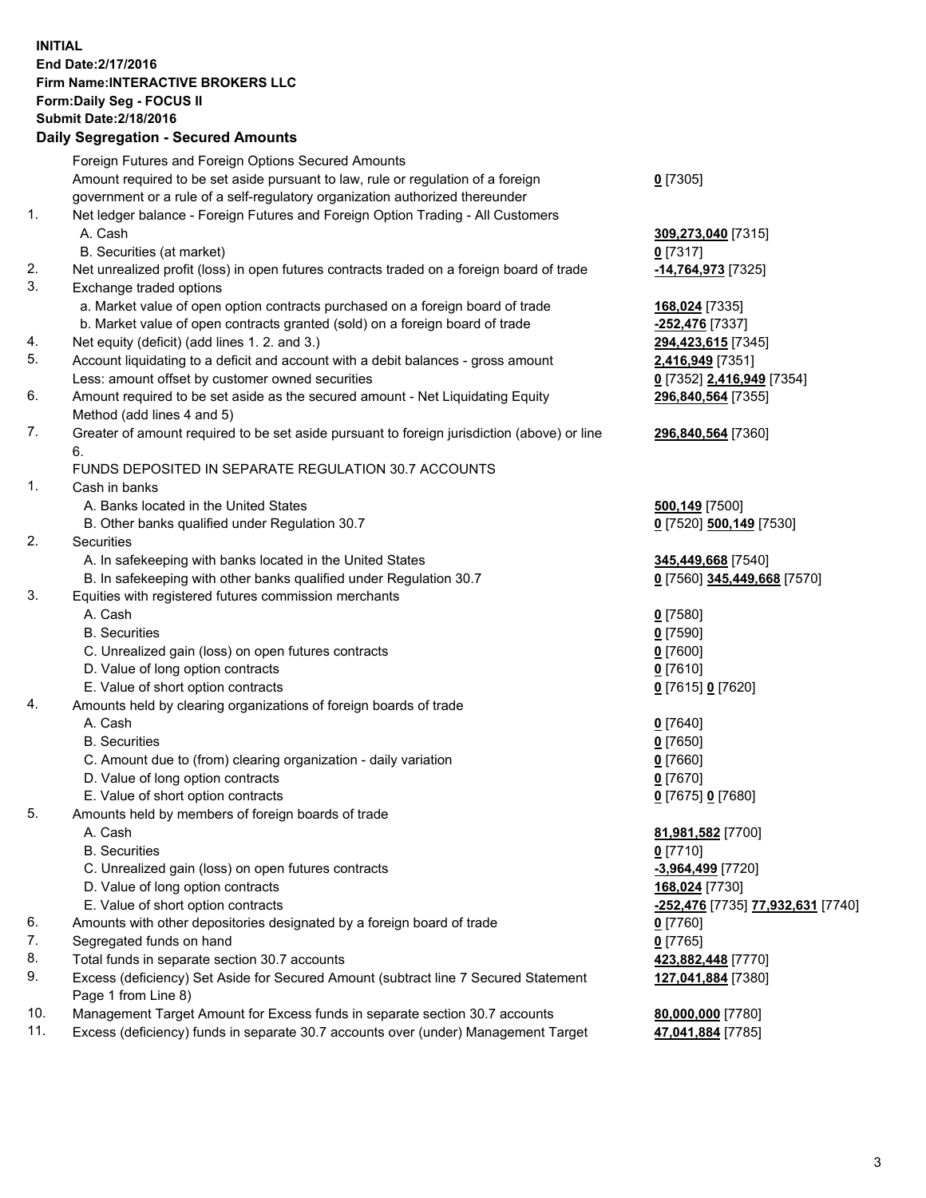**INITIAL**
**End Date:2/17/2016**
**Firm Name:INTERACTIVE BROKERS LLC**
**Form:Daily Seg - FOCUS II**
**Submit Date:2/18/2016**

## Daily Segregation - Secured Amounts

| | | |
|---|---|---|
| | Foreign Futures and Foreign Options Secured Amounts | |
| | Amount required to be set aside pursuant to law, rule or regulation of a foreign government or a rule of a self-regulatory organization authorized thereunder | **0** [7305] |
| 1. | Net ledger balance - Foreign Futures and Foreign Option Trading - All Customers | |
| | A. Cash | **309,273,040** [7315] |
| | B. Securities (at market) | **0** [7317] |
| 2. | Net unrealized profit (loss) in open futures contracts traded on a foreign board of trade | **-14,764,973** [7325] |
| 3. | Exchange traded options | |
| | a. Market value of open option contracts purchased on a foreign board of trade | **168,024** [7335] |
| | b. Market value of open contracts granted (sold) on a foreign board of trade | **-252,476** [7337] |
| 4. | Net equity (deficit) (add lines 1. 2. and 3.) | **294,423,615** [7345] |
| 5. | Account liquidating to a deficit and account with a debit balances - gross amount | **2,416,949** [7351] |
| | Less: amount offset by customer owned securities | **0** [7352] **2,416,949** [7354] |
| 6. | Amount required to be set aside as the secured amount - Net Liquidating Equity Method (add lines 4 and 5) | **296,840,564** [7355] |
| 7. | Greater of amount required to be set aside pursuant to foreign jurisdiction (above) or line 6. | **296,840,564** [7360] |
| | FUNDS DEPOSITED IN SEPARATE REGULATION 30.7 ACCOUNTS | |
| 1. | Cash in banks | |
| | A. Banks located in the United States | **500,149** [7500] |
| | B. Other banks qualified under Regulation 30.7 | **0** [7520] **500,149** [7530] |
| 2. | Securities | |
| | A. In safekeeping with banks located in the United States | **345,449,668** [7540] |
| | B. In safekeeping with other banks qualified under Regulation 30.7 | **0** [7560] **345,449,668** [7570] |
| 3. | Equities with registered futures commission merchants | |
| | A. Cash | **0** [7580] |
| | B. Securities | **0** [7590] |
| | C. Unrealized gain (loss) on open futures contracts | **0** [7600] |
| | D. Value of long option contracts | **0** [7610] |
| | E. Value of short option contracts | **0** [7615] **0** [7620] |
| 4. | Amounts held by clearing organizations of foreign boards of trade | |
| | A. Cash | **0** [7640] |
| | B. Securities | **0** [7650] |
| | C. Amount due to (from) clearing organization - daily variation | **0** [7660] |
| | D. Value of long option contracts | **0** [7670] |
| | E. Value of short option contracts | **0** [7675] **0** [7680] |
| 5. | Amounts held by members of foreign boards of trade | |
| | A. Cash | **81,981,582** [7700] |
| | B. Securities | **0** [7710] |
| | C. Unrealized gain (loss) on open futures contracts | **-3,964,499** [7720] |
| | D. Value of long option contracts | **168,024** [7730] |
| | E. Value of short option contracts | **-252,476** [7735] **77,932,631** [7740] |
| 6. | Amounts with other depositories designated by a foreign board of trade | **0** [7760] |
| 7. | Segregated funds on hand | **0** [7765] |
| 8. | Total funds in separate section 30.7 accounts | **423,882,448** [7770] |
| 9. | Excess (deficiency) Set Aside for Secured Amount (subtract line 7 Secured Statement Page 1 from Line 8) | **127,041,884** [7380] |
| 10. | Management Target Amount for Excess funds in separate section 30.7 accounts | **80,000,000** [7780] |
| 11. | Excess (deficiency) funds in separate 30.7 accounts over (under) Management Target | **47,041,884** [7785] |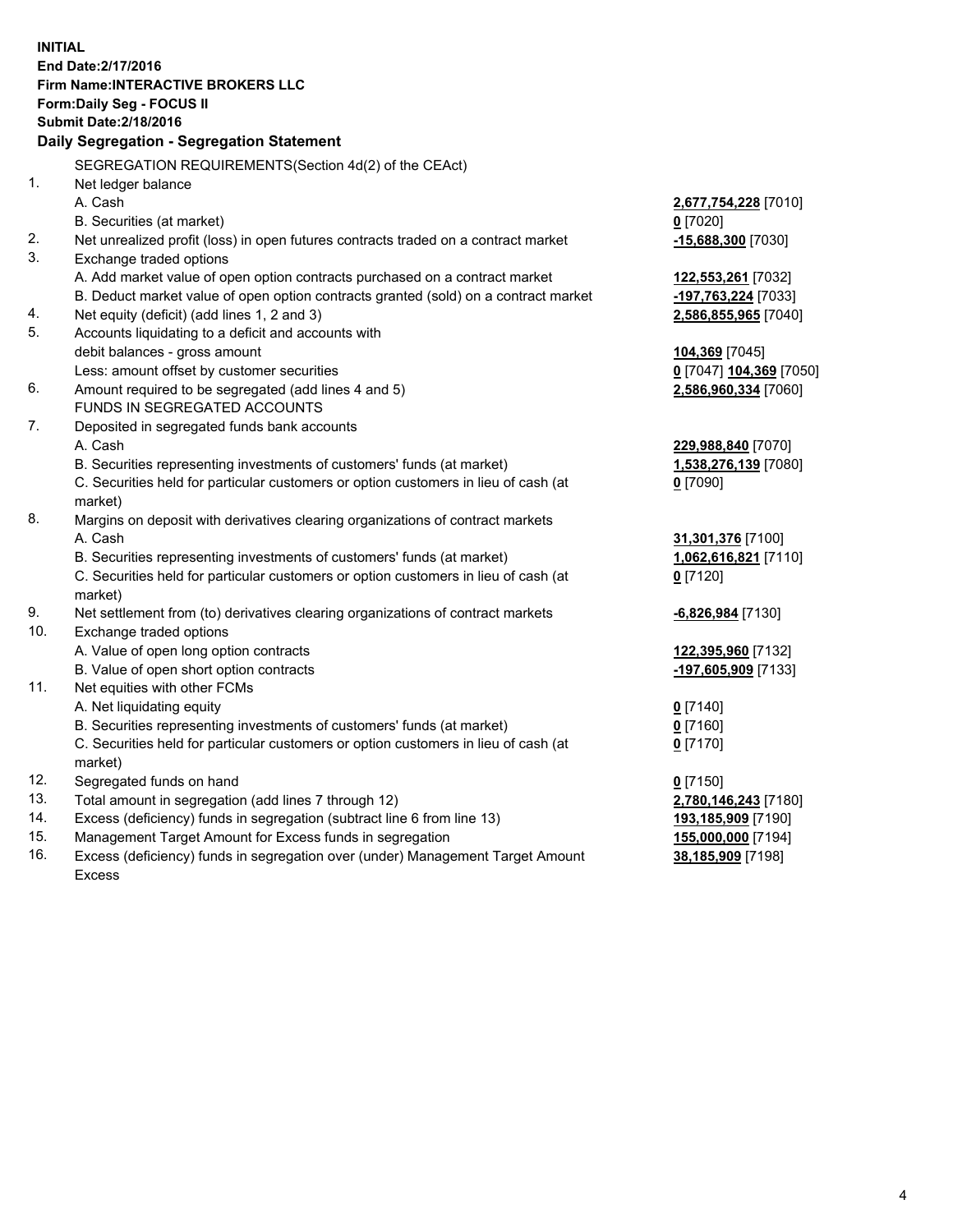**INITIAL**
**End Date:2/17/2016**
**Firm Name:INTERACTIVE BROKERS LLC**
**Form:Daily Seg - FOCUS II**
**Submit Date:2/18/2016**

**Daily Segregation - Segregation Statement**

| | | |
|---|---|---|
| | SEGREGATION REQUIREMENTS(Section 4d(2) of the CEAct) | |
| 1. | Net ledger balance | |
| | A. Cash | **2,677,754,228** [7010] |
| | B. Securities (at market) | **0** [7020] |
| 2. | Net unrealized profit (loss) in open futures contracts traded on a contract market | **-15,688,300** [7030] |
| 3. | Exchange traded options | |
| | A. Add market value of open option contracts purchased on a contract market | **122,553,261** [7032] |
| | B. Deduct market value of open option contracts granted (sold) on a contract market | **-197,763,224** [7033] |
| 4. | Net equity (deficit) (add lines 1, 2 and 3) | **2,586,855,965** [7040] |
| 5. | Accounts liquidating to a deficit and accounts with | |
| | debit balances - gross amount | **104,369** [7045] |
| | Less: amount offset by customer securities | **0** [7047] **104,369** [7050] |
| 6. | Amount required to be segregated (add lines 4 and 5) | **2,586,960,334** [7060] |
| | FUNDS IN SEGREGATED ACCOUNTS | |
| 7. | Deposited in segregated funds bank accounts | |
| | A. Cash | **229,988,840** [7070] |
| | B. Securities representing investments of customers' funds (at market) | **1,538,276,139** [7080] |
| | C. Securities held for particular customers or option customers in lieu of cash (at market) | **0** [7090] |
| 8. | Margins on deposit with derivatives clearing organizations of contract markets | |
| | A. Cash | **31,301,376** [7100] |
| | B. Securities representing investments of customers' funds (at market) | **1,062,616,821** [7110] |
| | C. Securities held for particular customers or option customers in lieu of cash (at market) | **0** [7120] |
| 9. | Net settlement from (to) derivatives clearing organizations of contract markets | **-6,826,984** [7130] |
| 10. | Exchange traded options | |
| | A. Value of open long option contracts | **122,395,960** [7132] |
| | B. Value of open short option contracts | **-197,605,909** [7133] |
| 11. | Net equities with other FCMs | |
| | A. Net liquidating equity | **0** [7140] |
| | B. Securities representing investments of customers' funds (at market) | **0** [7160] |
| | C. Securities held for particular customers or option customers in lieu of cash (at market) | **0** [7170] |
| 12. | Segregated funds on hand | **0** [7150] |
| 13. | Total amount in segregation (add lines 7 through 12) | **2,780,146,243** [7180] |
| 14. | Excess (deficiency) funds in segregation (subtract line 6 from line 13) | **193,185,909** [7190] |
| 15. | Management Target Amount for Excess funds in segregation | **155,000,000** [7194] |
| 16. | Excess (deficiency) funds in segregation over (under) Management Target Amount Excess | **38,185,909** [7198] |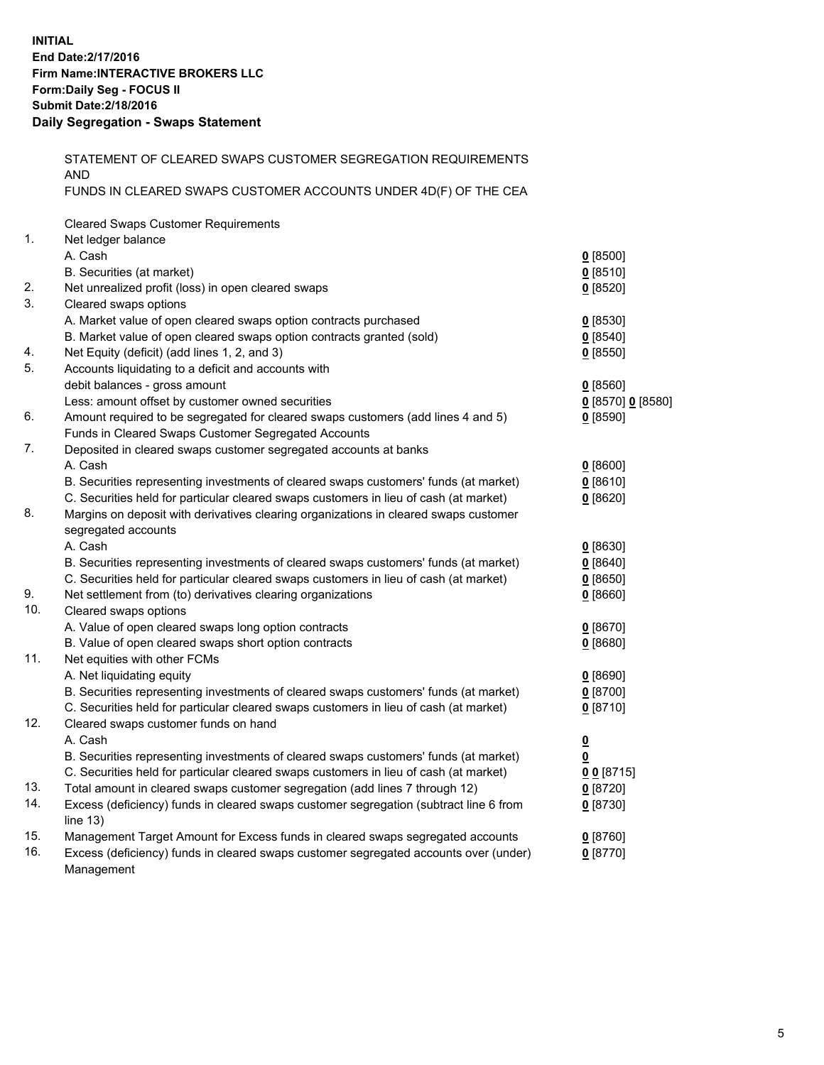**INITIAL**
**End Date:2/17/2016**
**Firm Name:INTERACTIVE BROKERS LLC**
**Form:Daily Seg - FOCUS II**
**Submit Date:2/18/2016**
**Daily Segregation - Swaps Statement**

STATEMENT OF CLEARED SWAPS CUSTOMER SEGREGATION REQUIREMENTS AND FUNDS IN CLEARED SWAPS CUSTOMER ACCOUNTS UNDER 4D(F) OF THE CEA

| | | |
|---|---|---|
| | Cleared Swaps Customer Requirements | |
| 1. | Net ledger balance | |
| | A. Cash | 0 [8500] |
| | B. Securities (at market) | 0 [8510] |
| 2. | Net unrealized profit (loss) in open cleared swaps | 0 [8520] |
| 3. | Cleared swaps options | |
| | A. Market value of open cleared swaps option contracts purchased | 0 [8530] |
| | B. Market value of open cleared swaps option contracts granted (sold) | 0 [8540] |
| 4. | Net Equity (deficit) (add lines 1, 2, and 3) | 0 [8550] |
| 5. | Accounts liquidating to a deficit and accounts with debit balances - gross amount | 0 [8560] |
| | Less: amount offset by customer owned securities | 0 [8570] 0 [8580] |
| 6. | Amount required to be segregated for cleared swaps customers (add lines 4 and 5) | 0 [8590] |
| | Funds in Cleared Swaps Customer Segregated Accounts | |
| 7. | Deposited in cleared swaps customer segregated accounts at banks | |
| | A. Cash | 0 [8600] |
| | B. Securities representing investments of cleared swaps customers' funds (at market) | 0 [8610] |
| | C. Securities held for particular cleared swaps customers in lieu of cash (at market) | 0 [8620] |
| 8. | Margins on deposit with derivatives clearing organizations in cleared swaps customer segregated accounts | |
| | A. Cash | 0 [8630] |
| | B. Securities representing investments of cleared swaps customers' funds (at market) | 0 [8640] |
| | C. Securities held for particular cleared swaps customers in lieu of cash (at market) | 0 [8650] |
| 9. | Net settlement from (to) derivatives clearing organizations | 0 [8660] |
| 10. | Cleared swaps options | |
| | A. Value of open cleared swaps long option contracts | 0 [8670] |
| | B. Value of open cleared swaps short option contracts | 0 [8680] |
| 11. | Net equities with other FCMs | |
| | A. Net liquidating equity | 0 [8690] |
| | B. Securities representing investments of cleared swaps customers' funds (at market) | 0 [8700] |
| | C. Securities held for particular cleared swaps customers in lieu of cash (at market) | 0 [8710] |
| 12. | Cleared swaps customer funds on hand | |
| | A. Cash | 0 |
| | B. Securities representing investments of cleared swaps customers' funds (at market) | 0 |
| | C. Securities held for particular cleared swaps customers in lieu of cash (at market) | 0 0 [8715] |
| 13. | Total amount in cleared swaps customer segregation (add lines 7 through 12) | 0 [8720] |
| 14. | Excess (deficiency) funds in cleared swaps customer segregation (subtract line 6 from line 13) | 0 [8730] |
| 15. | Management Target Amount for Excess funds in cleared swaps segregated accounts | 0 [8760] |
| 16. | Excess (deficiency) funds in cleared swaps customer segregated accounts over (under) Management | 0 [8770] |